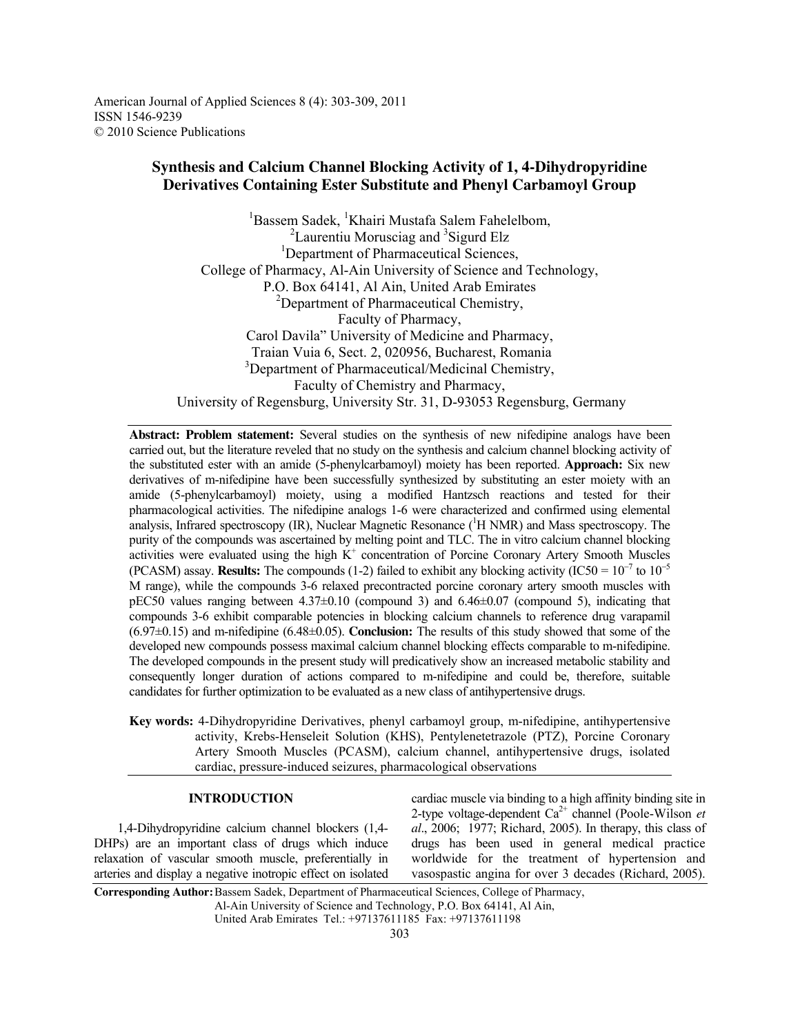American Journal of Applied Sciences 8 (4): 303-309, 2011
ISSN 1546-9239
© 2010 Science Publications

# Synthesis and Calcium Channel Blocking Activity of 1, 4-Dihydropyridine Derivatives Containing Ester Substitute and Phenyl Carbamoyl Group

[1]Bassem Sadek, [1]Khairi Mustafa Salem Fahelelbom, [2]Laurentiu Morusciag and [3]Sigurd Elz

[1]Department of Pharmaceutical Sciences, College of Pharmacy, Al-Ain University of Science and Technology, P.O. Box 64141, Al Ain, United Arab Emirates

[2]Department of Pharmaceutical Chemistry, Faculty of Pharmacy, Carol Davila" University of Medicine and Pharmacy, Traian Vuia 6, Sect. 2, 020956, Bucharest, Romania

[3]Department of Pharmaceutical/Medicinal Chemistry, Faculty of Chemistry and Pharmacy, University of Regensburg, University Str. 31, D-93053 Regensburg, Germany

**Abstract: Problem statement:** Several studies on the synthesis of new nifedipine analogs have been carried out, but the literature reveled that no study on the synthesis and calcium channel blocking activity of the substituted ester with an amide (5-phenylcarbamoyl) moiety has been reported. **Approach:** Six new derivatives of m-nifedipine have been successfully synthesized by substituting an ester moiety with an amide (5-phenylcarbamoyl) moiety, using a modified Hantzsch reactions and tested for their pharmacological activities. The nifedipine analogs 1-6 were characterized and confirmed using elemental analysis, Infrared spectroscopy (IR), Nuclear Magnetic Resonance ($^{1}H$ NMR) and Mass spectroscopy. The purity of the compounds was ascertained by melting point and TLC. The in vitro calcium channel blocking activities were evaluated using the high $K^{+}$ concentration of Porcine Coronary Artery Smooth Muscles (PCASM) assay. **Results:** The compounds (1-2) failed to exhibit any blocking activity (IC50 = $10^{-7}$ to $10^{-5}$ M range), while the compounds 3-6 relaxed precontracted porcine coronary artery smooth muscles with pEC50 values ranging between 4.37±0.10 (compound 3) and 6.46±0.07 (compound 5), indicating that compounds 3-6 exhibit comparable potencies in blocking calcium channels to reference drug varapamil (6.97±0.15) and m-nifedipine (6.48±0.05). **Conclusion:** The results of this study showed that some of the developed new compounds possess maximal calcium channel blocking effects comparable to m-nifedipine. The developed compounds in the present study will predicatively show an increased metabolic stability and consequently longer duration of actions compared to m-nifedipine and could be, therefore, suitable candidates for further optimization to be evaluated as a new class of antihypertensive drugs.

**Key words:** 4-Dihydropyridine Derivatives, phenyl carbamoyl group, m-nifedipine, antihypertensive activity, Krebs-Henseleit Solution (KHS), Pentylenetetrazole (PTZ), Porcine Coronary Artery Smooth Muscles (PCASM), calcium channel, antihypertensive drugs, isolated cardiac, pressure-induced seizures, pharmacological observations

## INTRODUCTION

1,4-Dihydropyridine calcium channel blockers (1,4-DHPs) are an important class of drugs which induce relaxation of vascular smooth muscle, preferentially in arteries and display a negative inotropic effect on isolated cardiac muscle via binding to a high affinity binding site in 2-type voltage-dependent $Ca^{2+}$ channel (Poole-Wilson *et al*., 2006; 1977; Richard, 2005). In therapy, this class of drugs has been used in general medical practice worldwide for the treatment of hypertension and vasospastic angina for over 3 decades (Richard, 2005).

**Corresponding Author:** Bassem Sadek, Department of Pharmaceutical Sciences, College of Pharmacy, Al-Ain University of Science and Technology, P.O. Box 64141, Al Ain, United Arab Emirates Tel.: +97137611185 Fax: +97137611198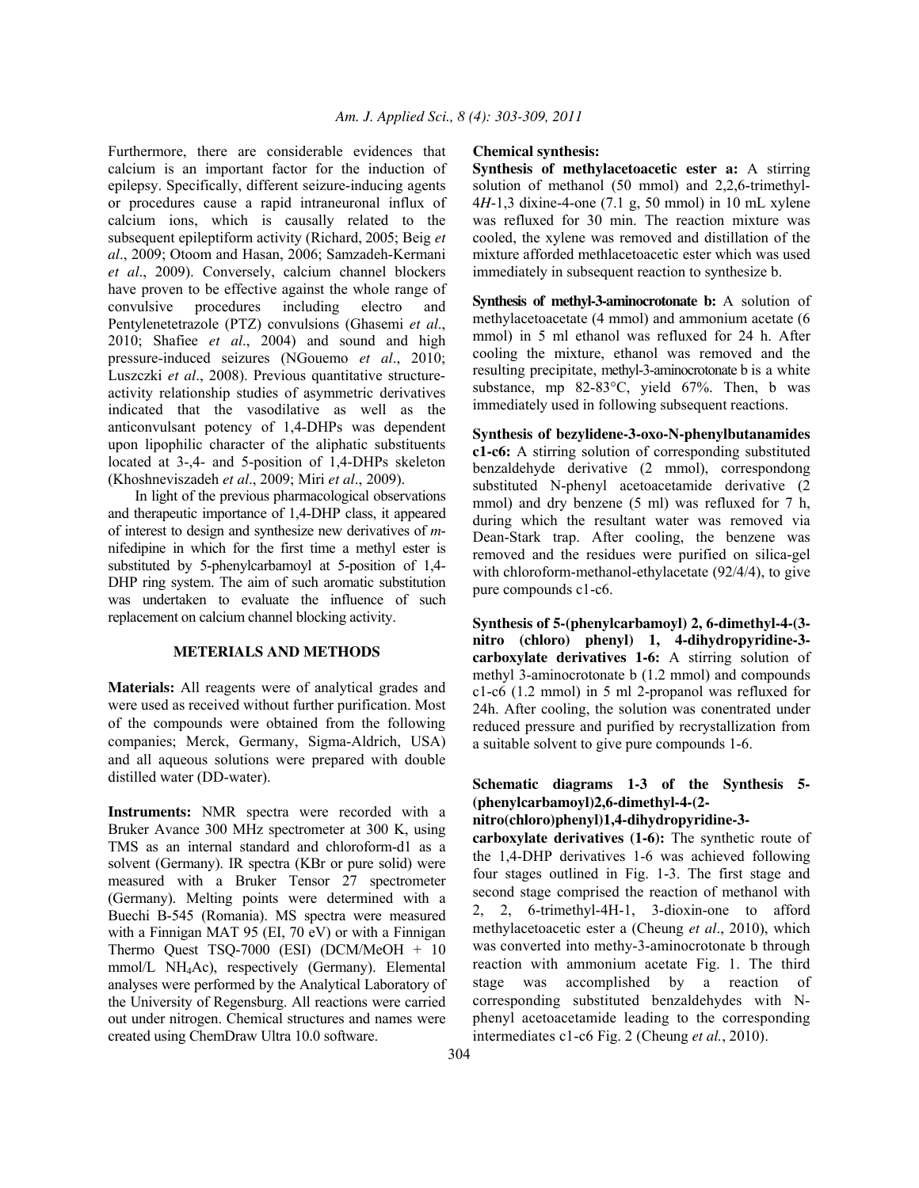Furthermore, there are considerable evidences that calcium is an important factor for the induction of epilepsy. Specifically, different seizure-inducing agents or procedures cause a rapid intraneuronal influx of calcium ions, which is causally related to the subsequent epileptiform activity (Richard, 2005; Beig *et al*., 2009; Otoom and Hasan, 2006; Samzadeh-Kermani *et al*., 2009). Conversely, calcium channel blockers have proven to be effective against the whole range of convulsive procedures including electro and Pentylenetetrazole (PTZ) convulsions (Ghasemi *et al*., 2010; Shafiee *et al*., 2004) and sound and high pressure-induced seizures (NGouemo *et al*., 2010; Luszczki *et al*., 2008). Previous quantitative structure-activity relationship studies of asymmetric derivatives indicated that the vasodilative as well as the anticonvulsant potency of 1,4-DHPs was dependent upon lipophilic character of the aliphatic substituents located at 3-,4- and 5-position of 1,4-DHPs skeleton (Khoshneviszadeh *et al*., 2009; Miri *et al*., 2009).

In light of the previous pharmacological observations and therapeutic importance of 1,4-DHP class, it appeared of interest to design and synthesize new derivatives of *m*-nifedipine in which for the first time a methyl ester is substituted by 5-phenylcarbamoyl at 5-position of 1,4-DHP ring system. The aim of such aromatic substitution was undertaken to evaluate the influence of such replacement on calcium channel blocking activity.

## METERIALS AND METHODS

**Materials:** All reagents were of analytical grades and were used as received without further purification. Most of the compounds were obtained from the following companies; Merck, Germany, Sigma-Aldrich, USA) and all aqueous solutions were prepared with double distilled water (DD-water).

**Instruments:** NMR spectra were recorded with a Bruker Avance 300 MHz spectrometer at 300 K, using TMS as an internal standard and chloroform-d1 as a solvent (Germany). IR spectra (KBr or pure solid) were measured with a Bruker Tensor 27 spectrometer (Germany). Melting points were determined with a Buechi B-545 (Romania). MS spectra were measured with a Finnigan MAT 95 (EI, 70 eV) or with a Finnigan Thermo Quest TSQ-7000 (ESI) (DCM/MeOH + 10 mmol/L $NH_4Ac$), respectively (Germany). Elemental analyses were performed by the Analytical Laboratory of the University of Regensburg. All reactions were carried out under nitrogen. Chemical structures and names were created using ChemDraw Ultra 10.0 software.

**Chemical synthesis:**

**Synthesis of methylacetoacetic ester a:** A stirring solution of methanol (50 mmol) and 2,2,6-trimethyl-4*H*-1,3 dixine-4-one (7.1 g, 50 mmol) in 10 mL xylene was refluxed for 30 min. The reaction mixture was cooled, the xylene was removed and distillation of the mixture afforded methlacetoacetic ester which was used immediately in subsequent reaction to synthesize b.

**Synthesis of methyl-3-aminocrotonate b:** A solution of methylacetoacetate (4 mmol) and ammonium acetate (6 mmol) in 5 ml ethanol was refluxed for 24 h. After cooling the mixture, ethanol was removed and the resulting precipitate, methyl-3-aminocrotonate b is a white substance, mp 82-83°C, yield 67%. Then, b was immediately used in following subsequent reactions.

**Synthesis of bezylidene-3-oxo-N-phenylbutanamides c1-c6:** A stirring solution of corresponding substituted benzaldehyde derivative (2 mmol), correspondong substituted N-phenyl acetoacetamide derivative (2 mmol) and dry benzene (5 ml) was refluxed for 7 h, during which the resultant water was removed via Dean-Stark trap. After cooling, the benzene was removed and the residues were purified on silica-gel with chloroform-methanol-ethylacetate (92/4/4), to give pure compounds c1-c6.

**Synthesis of 5-(phenylcarbamoyl) 2, 6-dimethyl-4-(3-nitro (chloro) phenyl) 1, 4-dihydropyridine-3-carboxylate derivatives 1-6:** A stirring solution of methyl 3-aminocrotonate b (1.2 mmol) and compounds c1-c6 (1.2 mmol) in 5 ml 2-propanol was refluxed for 24h. After cooling, the solution was conentrated under reduced pressure and purified by recrystallization from a suitable solvent to give pure compounds 1-6.

**Schematic diagrams 1-3 of the Synthesis 5-(phenylcarbamoyl)2,6-dimethyl-4-(2-nitro(chloro)phenyl)1,4-dihydropyridine-3-carboxylate derivatives (1-6):** The synthetic route of the 1,4-DHP derivatives 1-6 was achieved following four stages outlined in Fig. 1-3. The first stage and second stage comprised the reaction of methanol with 2, 2, 6-trimethyl-4H-1, 3-dioxin-one to afford methylacetoacetic ester a (Cheung *et al*., 2010), which was converted into methy-3-aminocrotonate b through reaction with ammonium acetate Fig. 1. The third stage was accomplished by a reaction of corresponding substituted benzaldehydes with N-phenyl acetoacetamide leading to the corresponding intermediates c1-c6 Fig. 2 (Cheung *et al.*, 2010).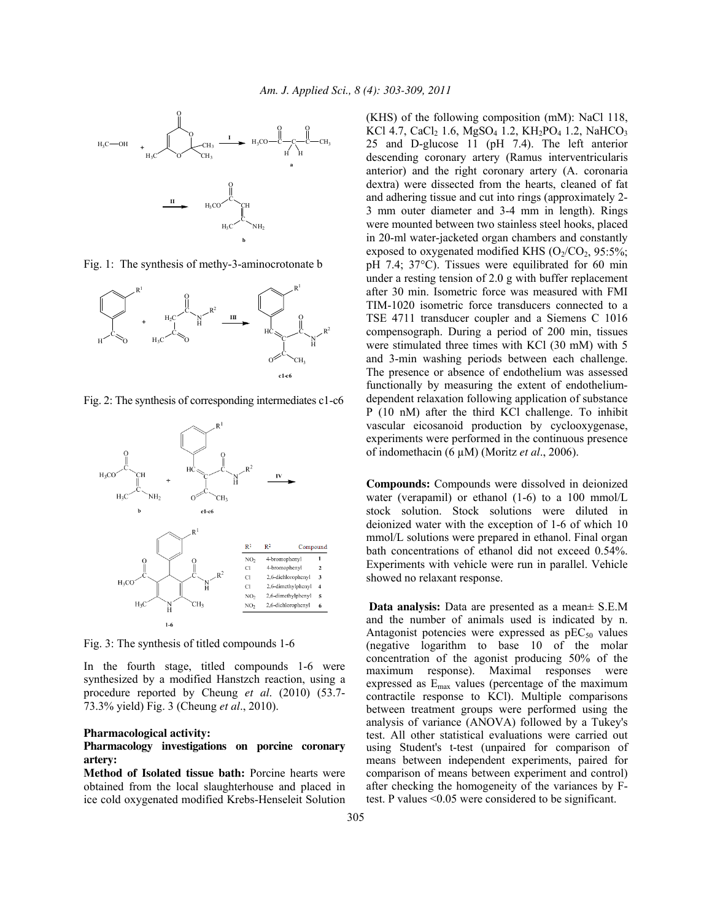Fig. 1: The synthesis of methy-3-aminocrotonate b

Fig. 2: The synthesis of corresponding intermediates c1-c6

| $R^1$ | $R^2$ | Compound |
|---|---|---|
| $NO_2$ | 4-bromophenyl | 1 |
| Cl | 4-bromophenyl | 2 |
| Cl | 2,6-dichlorophenyl | 3 |
| Cl | 2,6-dimethylphenyl | 4 |
| $NO_2$ | 2,6-dimethylphenyl | 5 |
| $NO_2$ | 2,6-dichlorophenyl | 6 |

Fig. 3: The synthesis of titled compounds 1-6

In the fourth stage, titled compounds 1-6 were synthesized by a modified Hanstzch reaction, using a procedure reported by Cheung *et al*. (2010) (53.7-73.3% yield) Fig. 3 (Cheung *et al*., 2010).

**Pharmacological activity:**

**Pharmacology investigations on porcine coronary artery:**

**Method of Isolated tissue bath:** Porcine hearts were obtained from the local slaughterhouse and placed in ice cold oxygenated modified Krebs-Henseleit Solution (KHS) of the following composition (mM): NaCl 118, KCl 4.7, $CaCl_2$ 1.6, $MgSO_4$ 1.2, $KH_2PO_4$ 1.2, $NaHCO_3$ 25 and D-glucose 11 (pH 7.4). The left anterior descending coronary artery (Ramus interventricularis anterior) and the right coronary artery (A. coronaria dextra) were dissected from the hearts, cleaned of fat and adhering tissue and cut into rings (approximately 2-3 mm outer diameter and 3-4 mm in length). Rings were mounted between two stainless steel hooks, placed in 20-ml water-jacketed organ chambers and constantly exposed to oxygenated modified KHS ($O_2/CO_2$, 95:5%; pH 7.4; 37°C). Tissues were equilibrated for 60 min under a resting tension of 2.0 g with buffer replacement after 30 min. Isometric force was measured with FMI TIM-1020 isometric force transducers connected to a TSE 4711 transducer coupler and a Siemens C 1016 compensograph. During a period of 200 min, tissues were stimulated three times with KCl (30 mM) with 5 and 3-min washing periods between each challenge. The presence or absence of endothelium was assessed functionally by measuring the extent of endothelium-dependent relaxation following application of substance P (10 nM) after the third KCl challenge. To inhibit vascular eicosanoid production by cyclooxygenase, experiments were performed in the continuous presence of indomethacin (6 µM) (Moritz *et al*., 2006).

**Compounds:** Compounds were dissolved in deionized water (verapamil) or ethanol (1-6) to a 100 mmol/L stock solution. Stock solutions were diluted in deionized water with the exception of 1-6 of which 10 mmol/L solutions were prepared in ethanol. Final organ bath concentrations of ethanol did not exceed 0.54%. Experiments with vehicle were run in parallel. Vehicle showed no relaxant response.

**Data analysis:** Data are presented as a mean± S.E.M and the number of animals used is indicated by n. Antagonist potencies were expressed as $pEC_{50}$ values (negative logarithm to base 10 of the molar concentration of the agonist producing 50% of the maximum response). Maximal responses were expressed as $E_{max}$ values (percentage of the maximum contractile response to KCl). Multiple comparisons between treatment groups were performed using the analysis of variance (ANOVA) followed by a Tukey's test. All other statistical evaluations were carried out using Student's t-test (unpaired for comparison of means between independent experiments, paired for comparison of means between experiment and control) after checking the homogeneity of the variances by F-test. P values <0.05 were considered to be significant.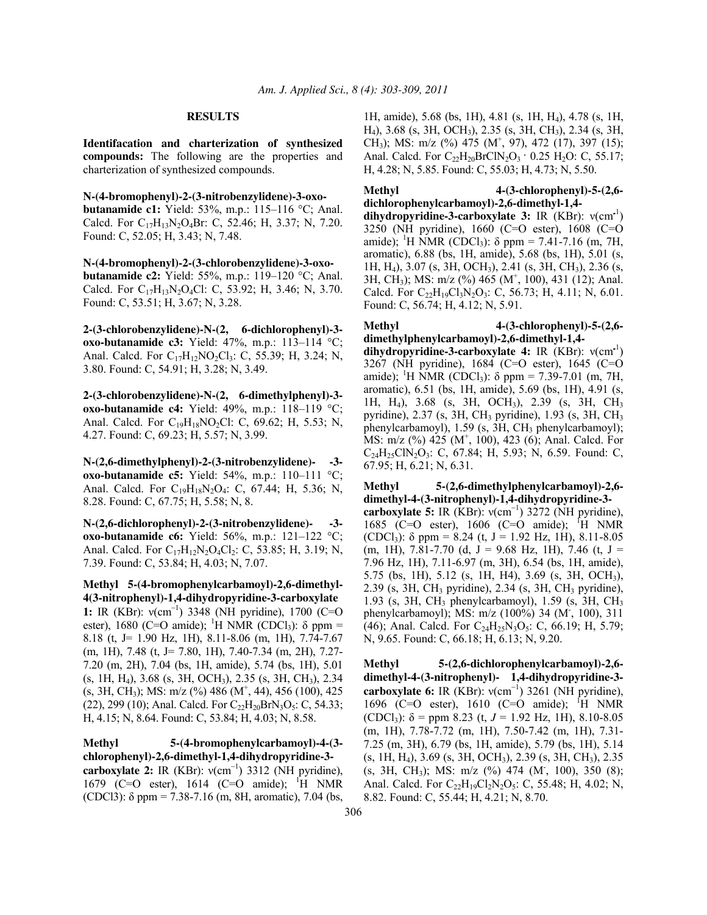## RESULTS

**Identifacation and charterization of synthesized compounds:** The following are the properties and charterization of synthesized compounds.

**N-(4-bromophenyl)-2-(3-nitrobenzylidene)-3-oxo-butanamide c1:** Yield: 53%, m.p.: 115–116 °C; Anal. Calcd. For $C_{17}H_{13}N_2O_4Br$: C, 52.46; H, 3.37; N, 7.20. Found: C, 52.05; H, 3.43; N, 7.48.

**N-(4-bromophenyl)-2-(3-chlorobenzylidene)-3-oxo-butanamide c2:** Yield: 55%, m.p.: 119–120 °C; Anal. Calcd. For $C_{17}H_{13}N_2O_4Cl$: C, 53.92; H, 3.46; N, 3.70. Found: C, 53.51; H, 3.67; N, 3.28.

**2-(3-chlorobenzylidene)-N-(2, 6-dichlorophenyl)-3-oxo-butanamide c3:** Yield: 47%, m.p.: 113–114 °C; Anal. Calcd. For $C_{17}H_{12}NO_2Cl_3$: C, 55.39; H, 3.24; N, 3.80. Found: C, 54.91; H, 3.28; N, 3.49.

**2-(3-chlorobenzylidene)-N-(2, 6-dimethylphenyl)-3-oxo-butanamide c4:** Yield: 49%, m.p.: 118–119 °C; Anal. Calcd. For $C_{19}H_{18}NO_2Cl$: C, 69.62; H, 5.53; N, 4.27. Found: C, 69.23; H, 5.57; N, 3.99.

**N-(2,6-dimethylphenyl)-2-(3-nitrobenzylidene)- -3-oxo-butanamide c5:** Yield: 54%, m.p.: 110–111 °C; Anal. Calcd. For $C_{19}H_{18}N_2O_4$: C, 67.44; H, 5.36; N, 8.28. Found: C, 67.75; H, 5.58; N, 8.

**N-(2,6-dichlorophenyl)-2-(3-nitrobenzylidene)- -3-oxo-butanamide c6:** Yield: 56%, m.p.: 121–122 °C; Anal. Calcd. For $C_{17}H_{12}N_2O_4Cl_2$: C, 53.85; H, 3.19; N, 7.39. Found: C, 53.84; H, 4.03; N, 7.07.

**Methyl 5-(4-bromophenylcarbamoyl)-2,6-dimethyl-4(3-nitrophenyl)-1,4-dihydropyridine-3-carboxylate 1:** IR (KBr): $\nu$($cm^{-1}$) 3348 (NH pyridine), 1700 (C=O ester), 1680 (C=O amide); $^1H$ NMR ($CDCl_3$): $\delta$ ppm = 8.18 (t, J= 1.90 Hz, 1H), 8.11-8.06 (m, 1H), 7.74-7.67 (m, 1H), 7.48 (t, J= 7.80, 1H), 7.40-7.34 (m, 2H), 7.27-7.20 (m, 2H), 7.04 (bs, 1H, amide), 5.74 (bs, 1H), 5.01 (s, 1H, $H_4$), 3.68 (s, 3H, $OCH_3$), 2.35 (s, 3H, $CH_3$), 2.34 (s, 3H, $CH_3$); MS: m/z (%) 486 ($M^+$, 44), 456 (100), 425 (22), 299 (10); Anal. Calcd. For $C_{22}H_{20}BrN_3O_5$: C, 54.33; H, 4.15; N, 8.64. Found: C, 53.84; H, 4.03; N, 8.58.

**Methyl 5-(4-bromophenylcarbamoyl)-4-(3-chlorophenyl)-2,6-dimethyl-1,4-dihydropyridine-3-carboxylate 2:** IR (KBr): $\nu$($cm^{-1}$) 3312 (NH pyridine), 1679 (C=O ester), 1614 (C=O amide); $^1H$ NMR (CDCl3): $\delta$ ppm = 7.38-7.16 (m, 8H, aromatic), 7.04 (bs, 1H, amide), 5.68 (bs, 1H), 4.81 (s, 1H, $H_4$), 4.78 (s, 1H, $H_4$), 3.68 (s, 3H, $OCH_3$), 2.35 (s, 3H, $CH_3$), 2.34 (s, 3H, $CH_3$); MS: m/z (%) 475 ($M^+$, 97), 472 (17), 397 (15); Anal. Calcd. For $C_{22}H_{20}BrClN_2O_3 \cdot 0.25\ H_2O$: C, 55.17; H, 4.28; N, 5.85. Found: C, 55.03; H, 4.73; N, 5.50.

**Methyl 4-(3-chlorophenyl)-5-(2,6-dichlorophenylcarbamoyl)-2,6-dimethyl-1,4-dihydropyridine-3-carboxylate 3:** IR (KBr): $\nu$($cm^{-1}$) 3250 (NH pyridine), 1660 (C=O ester), 1608 (C=O amide); $^1H$ NMR ($CDCl_3$): $\delta$ ppm = 7.41-7.16 (m, 7H, aromatic), 6.88 (bs, 1H, amide), 5.68 (bs, 1H), 5.01 (s, 1H, $H_4$), 3.07 (s, 3H, $OCH_3$), 2.41 (s, 3H, $CH_3$), 2.36 (s, 3H, $CH_3$); MS: m/z (%) 465 ($M^+$, 100), 431 (12); Anal. Calcd. For $C_{22}H_{19}Cl_3N_2O_3$: C, 56.73; H, 4.11; N, 6.01. Found: C, 56.74; H, 4.12; N, 5.91.

**Methyl 4-(3-chlorophenyl)-5-(2,6-dimethylphenylcarbamoyl)-2,6-dimethyl-1,4-dihydropyridine-3-carboxylate 4:** IR (KBr): $\nu$($cm^{-1}$) 3267 (NH pyridine), 1684 (C=O ester), 1645 (C=O amide); $^1H$ NMR ($CDCl_3$): $\delta$ ppm = 7.39-7.01 (m, 7H, aromatic), 6.51 (bs, 1H, amide), 5.69 (bs, 1H), 4.91 (s, 1H, $H_4$), 3.68 (s, 3H, $OCH_3$), 2.39 (s, 3H, $CH_3$ pyridine), 2.37 (s, 3H, $CH_3$ pyridine), 1.93 (s, 3H, $CH_3$ phenylcarbamoyl), 1.59 (s, 3H, $CH_3$ phenylcarbamoyl); MS: m/z (%) 425 ($M^+$, 100), 423 (6); Anal. Calcd. For $C_{24}H_{25}ClN_2O_3$: C, 67.84; H, 5.93; N, 6.59. Found: C, 67.95; H, 6.21; N, 6.31.

**Methyl 5-(2,6-dimethylphenylcarbamoyl)-2,6-dimethyl-4-(3-nitrophenyl)-1,4-dihydropyridine-3-carboxylate 5:** IR (KBr): $\nu$($cm^{-1}$) 3272 (NH pyridine), 1685 (C=O ester), 1606 (C=O amide); $^1H$ NMR ($CDCl_3$): $\delta$ ppm = 8.24 (t, J = 1.92 Hz, 1H), 8.11-8.05 (m, 1H), 7.81-7.70 (d, J = 9.68 Hz, 1H), 7.46 (t, J = 7.96 Hz, 1H), 7.11-6.97 (m, 3H), 6.54 (bs, 1H, amide), 5.75 (bs, 1H), 5.12 (s, 1H, H4), 3.69 (s, 3H, $OCH_3$), 2.39 (s, 3H, $CH_3$ pyridine), 2.34 (s, 3H, $CH_3$ pyridine), 1.93 (s, 3H, $CH_3$ phenylcarbamoyl), 1.59 (s, 3H, $CH_3$ phenylcarbamoyl); MS: m/z (100%) 34 ($M^-$, 100), 311 (46); Anal. Calcd. For $C_{24}H_{25}N_3O_5$: C, 66.19; H, 5.79; N, 9.65. Found: C, 66.18; H, 6.13; N, 9.20.

**Methyl 5-(2,6-dichlorophenylcarbamoyl)-2,6-dimethyl-4-(3-nitrophenyl)- 1,4-dihydropyridine-3-carboxylate 6:** IR (KBr): $\nu$($cm^{-1}$) 3261 (NH pyridine), 1696 (C=O ester), 1610 (C=O amide); $^1H$ NMR ($CDCl_3$): $\delta$ = ppm 8.23 (t, *J* = 1.92 Hz, 1H), 8.10-8.05 (m, 1H), 7.78-7.72 (m, 1H), 7.50-7.42 (m, 1H), 7.31-7.25 (m, 3H), 6.79 (bs, 1H, amide), 5.79 (bs, 1H), 5.14 (s, 1H, $H_4$), 3.69 (s, 3H, $OCH_3$), 2.39 (s, 3H, $CH_3$), 2.35 (s, 3H, $CH_3$); MS: m/z (%) 474 ($M^-$, 100), 350 (8); Anal. Calcd. For $C_{22}H_{19}Cl_2N_2O_5$: C, 55.48; H, 4.02; N, 8.82. Found: C, 55.44; H, 4.21; N, 8.70.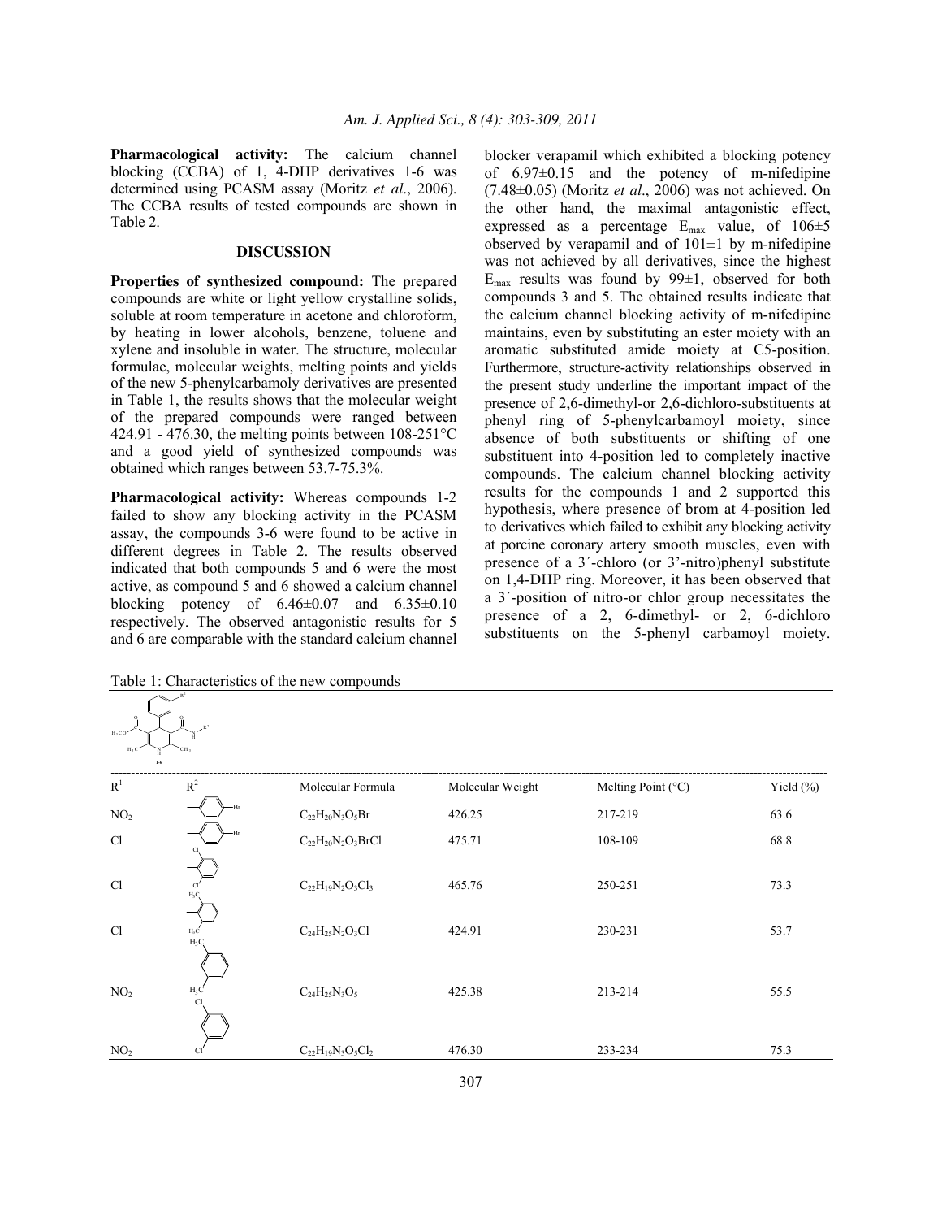**Pharmacological activity:** The calcium channel blocking (CCBA) of 1, 4-DHP derivatives 1-6 was determined using PCASM assay (Moritz *et al*., 2006). The CCBA results of tested compounds are shown in Table 2.

## DISCUSSION

**Properties of synthesized compound:** The prepared compounds are white or light yellow crystalline solids, soluble at room temperature in acetone and chloroform, by heating in lower alcohols, benzene, toluene and xylene and insoluble in water. The structure, molecular formulae, molecular weights, melting points and yields of the new 5-phenylcarbamoly derivatives are presented in Table 1, the results shows that the molecular weight of the prepared compounds were ranged between 424.91 - 476.30, the melting points between 108-251°C and a good yield of synthesized compounds was obtained which ranges between 53.7-75.3%.

**Pharmacological activity:** Whereas compounds 1-2 failed to show any blocking activity in the PCASM assay, the compounds 3-6 were found to be active in different degrees in Table 2. The results observed indicated that both compounds 5 and 6 were the most active, as compound 5 and 6 showed a calcium channel blocking potency of 6.46±0.07 and 6.35±0.10 respectively. The observed antagonistic results for 5 and 6 are comparable with the standard calcium channel blocker verapamil which exhibited a blocking potency of 6.97±0.15 and the potency of m-nifedipine (7.48±0.05) (Moritz *et al*., 2006) was not achieved. On the other hand, the maximal antagonistic effect, expressed as a percentage $E_{max}$ value, of 106±5 observed by verapamil and of 101±1 by m-nifedipine was not achieved by all derivatives, since the highest $E_{max}$ results was found by 99±1, observed for both compounds 3 and 5. The obtained results indicate that the calcium channel blocking activity of m-nifedipine maintains, even by substituting an ester moiety with an aromatic substituted amide moiety at C5-position. Furthermore, structure-activity relationships observed in the present study underline the important impact of the presence of 2,6-dimethyl-or 2,6-dichloro-substituents at phenyl ring of 5-phenylcarbamoyl moiety, since absence of both substituents or shifting of one substituent into 4-position led to completely inactive compounds. The calcium channel blocking activity results for the compounds 1 and 2 supported this hypothesis, where presence of brom at 4-position led to derivatives which failed to exhibit any blocking activity at porcine coronary artery smooth muscles, even with presence of a 3´-chloro (or 3'-nitro)phenyl substitute on 1,4-DHP ring. Moreover, it has been observed that a 3´-position of nitro-or chlor group necessitates the presence of a 2, 6-dimethyl- or 2, 6-dichloro substituents on the 5-phenyl carbamoyl moiety.

Table 1: Characteristics of the new compounds

| $R^1$ | $R^2$ | Molecular Formula | Molecular Weight | Melting Point (°C) | Yield (%) |
|---|---|---|---|---|---|
| $NO_2$ | 4-bromophenyl | $C_{22}H_{20}N_3O_5Br$ | 426.25 | 217-219 | 63.6 |
| Cl | 4-bromophenyl | $C_{22}H_{20}N_2O_3BrCl$ | 475.71 | 108-109 | 68.8 |
| Cl | 2,6-dichlorophenyl | $C_{22}H_{19}N_2O_3Cl_3$ | 465.76 | 250-251 | 73.3 |
| Cl | 2,6-dimethylphenyl | $C_{24}H_{25}N_2O_3Cl$ | 424.91 | 230-231 | 53.7 |
| $NO_2$ | 2,6-dimethylphenyl | $C_{24}H_{25}N_3O_5$ | 425.38 | 213-214 | 55.5 |
| $NO_2$ | 2,6-dichlorophenyl | $C_{22}H_{19}N_3O_5Cl_2$ | 476.30 | 233-234 | 75.3 |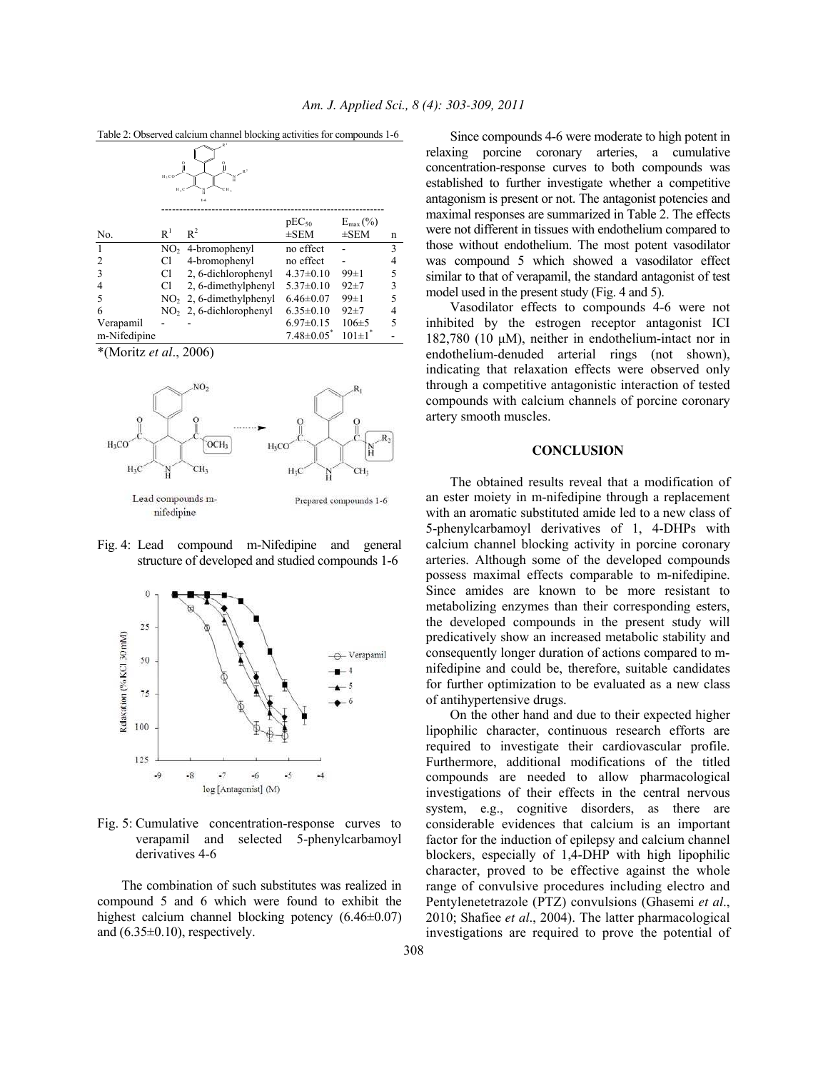Table 2: Observed calcium channel blocking activities for compounds 1-6

| No. | $R^1$ | $R^2$ | $pEC_{50}$ ±SEM | $E_{max}$ (%) ±SEM | n |
|---|---|---|---|---|---|
| 1 | $NO_2$ | 4-bromophenyl | no effect | - | 3 |
| 2 | Cl | 4-bromophenyl | no effect | - | 4 |
| 3 | Cl | 2, 6-dichlorophenyl | 4.37±0.10 | 99±1 | 5 |
| 4 | Cl | 2, 6-dimethylphenyl | 5.37±0.10 | 92±7 | 3 |
| 5 | $NO_2$ | 2, 6-dimethylphenyl | 6.46±0.07 | 99±1 | 5 |
| 6 | $NO_2$ | 2, 6-dichlorophenyl | 6.35±0.10 | 92±7 | 4 |
| Verapamil | - | - | 6.97±0.15 | 106±5 | 5 |
| m-Nifedipine | | | 7.48±0.05* | 101±1* | - |

*(Moritz *et al*., 2006)

Fig. 4: Lead compound m-Nifedipine and general structure of developed and studied compounds 1-6

Fig. 5: Cumulative concentration-response curves to verapamil and selected 5-phenylcarbamoyl derivatives 4-6

The combination of such substitutes was realized in compound 5 and 6 which were found to exhibit the highest calcium channel blocking potency (6.46±0.07) and (6.35±0.10), respectively.

Since compounds 4-6 were moderate to high potent in relaxing porcine coronary arteries, a cumulative concentration-response curves to both compounds was established to further investigate whether a competitive antagonism is present or not. The antagonist potencies and maximal responses are summarized in Table 2. The effects were not different in tissues with endothelium compared to those without endothelium. The most potent vasodilator was compound 5 which showed a vasodilator effect similar to that of verapamil, the standard antagonist of test model used in the present study (Fig. 4 and 5).

Vasodilator effects to compounds 4-6 were not inhibited by the estrogen receptor antagonist ICI 182,780 (10 μM), neither in endothelium-intact nor in endothelium-denuded arterial rings (not shown), indicating that relaxation effects were observed only through a competitive antagonistic interaction of tested compounds with calcium channels of porcine coronary artery smooth muscles.

## CONCLUSION

The obtained results reveal that a modification of an ester moiety in m-nifedipine through a replacement with an aromatic substituted amide led to a new class of 5-phenylcarbamoyl derivatives of 1, 4-DHPs with calcium channel blocking activity in porcine coronary arteries. Although some of the developed compounds possess maximal effects comparable to m-nifedipine. Since amides are known to be more resistant to metabolizing enzymes than their corresponding esters, the developed compounds in the present study will predicatively show an increased metabolic stability and consequently longer duration of actions compared to m-nifedipine and could be, therefore, suitable candidates for further optimization to be evaluated as a new class of antihypertensive drugs.

On the other hand and due to their expected higher lipophilic character, continuous research efforts are required to investigate their cardiovascular profile. Furthermore, additional modifications of the titled compounds are needed to allow pharmacological investigations of their effects in the central nervous system, e.g., cognitive disorders, as there are considerable evidences that calcium is an important factor for the induction of epilepsy and calcium channel blockers, especially of 1,4-DHP with high lipophilic character, proved to be effective against the whole range of convulsive procedures including electro and Pentylenetetrazole (PTZ) convulsions (Ghasemi *et al*., 2010; Shafiee *et al*., 2004). The latter pharmacological investigations are required to prove the potential of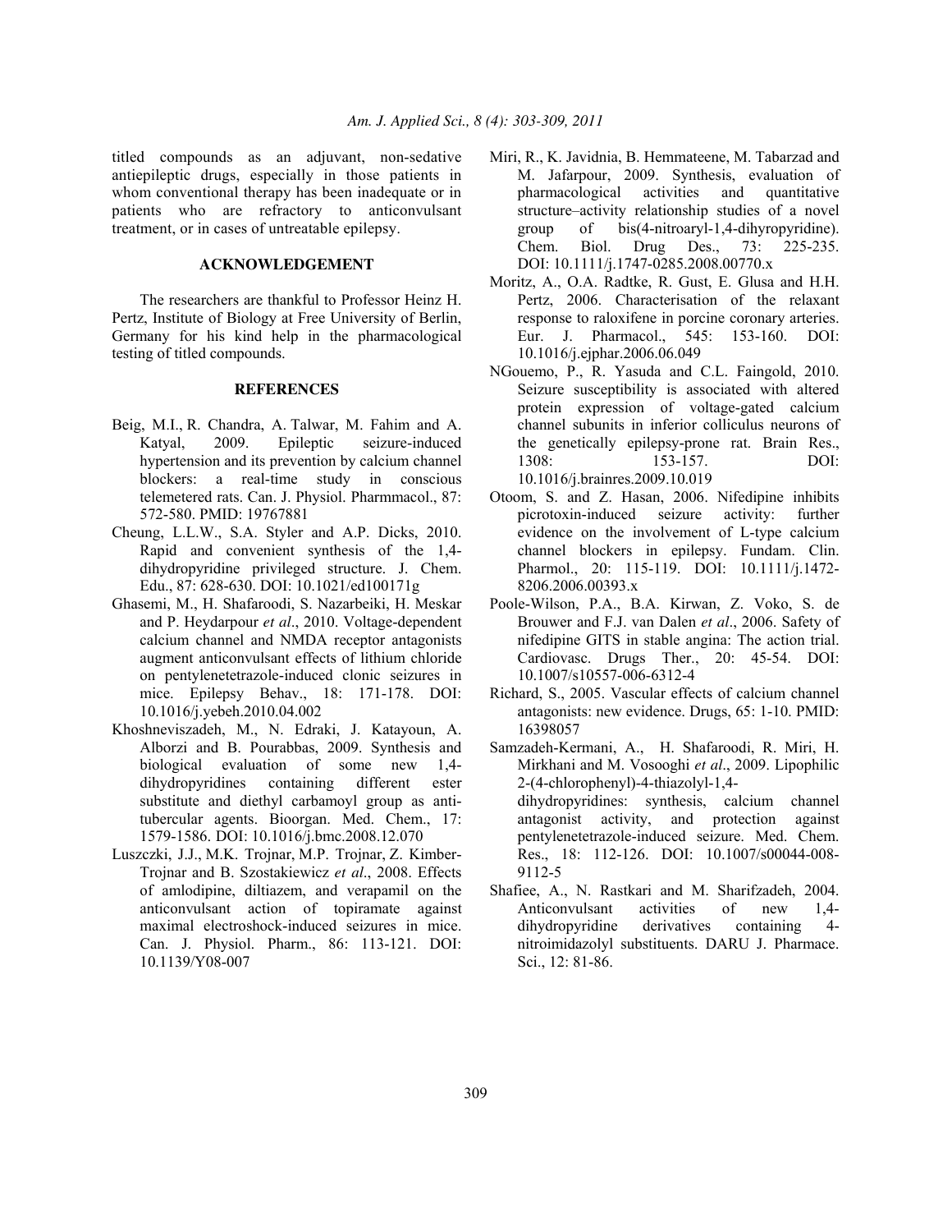titled compounds as an adjuvant, non-sedative antiepileptic drugs, especially in those patients in whom conventional therapy has been inadequate or in patients who are refractory to anticonvulsant treatment, or in cases of untreatable epilepsy.

## ACKNOWLEDGEMENT

The researchers are thankful to Professor Heinz H. Pertz, Institute of Biology at Free University of Berlin, Germany for his kind help in the pharmacological testing of titled compounds.

## REFERENCES

Beig, M.I., R. Chandra, A. Talwar, M. Fahim and A. Katyal, 2009. Epileptic seizure-induced hypertension and its prevention by calcium channel blockers: a real-time study in conscious telemetered rats. Can. J. Physiol. Pharmmacol., 87: 572-580. PMID: 19767881

Cheung, L.L.W., S.A. Styler and A.P. Dicks, 2010. Rapid and convenient synthesis of the 1,4-dihydropyridine privileged structure. J. Chem. Edu., 87: 628-630. DOI: 10.1021/ed100171g

Ghasemi, M., H. Shafaroodi, S. Nazarbeiki, H. Meskar and P. Heydarpour *et al*., 2010. Voltage-dependent calcium channel and NMDA receptor antagonists augment anticonvulsant effects of lithium chloride on pentylenetetrazole-induced clonic seizures in mice. Epilepsy Behav., 18: 171-178. DOI: 10.1016/j.yebeh.2010.04.002

Khoshneviszadeh, M., N. Edraki, J. Katayoun, A. Alborzi and B. Pourabbas, 2009. Synthesis and biological evaluation of some new 1,4-dihydropyridines containing different ester substitute and diethyl carbamoyl group as anti-tubercular agents. Bioorgan. Med. Chem., 17: 1579-1586. DOI: 10.1016/j.bmc.2008.12.070

Luszczki, J.J., M.K. Trojnar, M.P. Trojnar, Z. Kimber-Trojnar and B. Szostakiewicz *et al*., 2008. Effects of amlodipine, diltiazem, and verapamil on the anticonvulsant action of topiramate against maximal electroshock-induced seizures in mice. Can. J. Physiol. Pharm., 86: 113-121. DOI: 10.1139/Y08-007

Miri, R., K. Javidnia, B. Hemmateene, M. Tabarzad and M. Jafarpour, 2009. Synthesis, evaluation of pharmacological activities and quantitative structure–activity relationship studies of a novel group of bis(4-nitroaryl-1,4-dihyropyridine). Chem. Biol. Drug Des., 73: 225-235. DOI: 10.1111/j.1747-0285.2008.00770.x

Moritz, A., O.A. Radtke, R. Gust, E. Glusa and H.H. Pertz, 2006. Characterisation of the relaxant response to raloxifene in porcine coronary arteries. Eur. J. Pharmacol., 545: 153-160. DOI: 10.1016/j.ejphar.2006.06.049

NGouemo, P., R. Yasuda and C.L. Faingold, 2010. Seizure susceptibility is associated with altered protein expression of voltage-gated calcium channel subunits in inferior colliculus neurons of the genetically epilepsy-prone rat. Brain Res., 1308: 153-157. DOI: 10.1016/j.brainres.2009.10.019

Otoom, S. and Z. Hasan, 2006. Nifedipine inhibits picrotoxin-induced seizure activity: further evidence on the involvement of L-type calcium channel blockers in epilepsy. Fundam. Clin. Pharmol., 20: 115-119. DOI: 10.1111/j.1472-8206.2006.00393.x

Poole-Wilson, P.A., B.A. Kirwan, Z. Voko, S. de Brouwer and F.J. van Dalen *et al*., 2006. Safety of nifedipine GITS in stable angina: The action trial. Cardiovasc. Drugs Ther., 20: 45-54. DOI: 10.1007/s10557-006-6312-4

Richard, S., 2005. Vascular effects of calcium channel antagonists: new evidence. Drugs, 65: 1-10. PMID: 16398057

Samzadeh-Kermani, A., H. Shafaroodi, R. Miri, H. Mirkhani and M. Vosooghi *et al*., 2009. Lipophilic 2-(4-chlorophenyl)-4-thiazolyl-1,4-dihydropyridines: synthesis, calcium channel antagonist activity, and protection against pentylenetetrazole-induced seizure. Med. Chem. Res., 18: 112-126. DOI: 10.1007/s00044-008-9112-5

Shafiee, A., N. Rastkari and M. Sharifzadeh, 2004. Anticonvulsant activities of new 1,4-dihydropyridine derivatives containing 4-nitroimidazolyl substituents. DARU J. Pharmace. Sci., 12: 81-86.